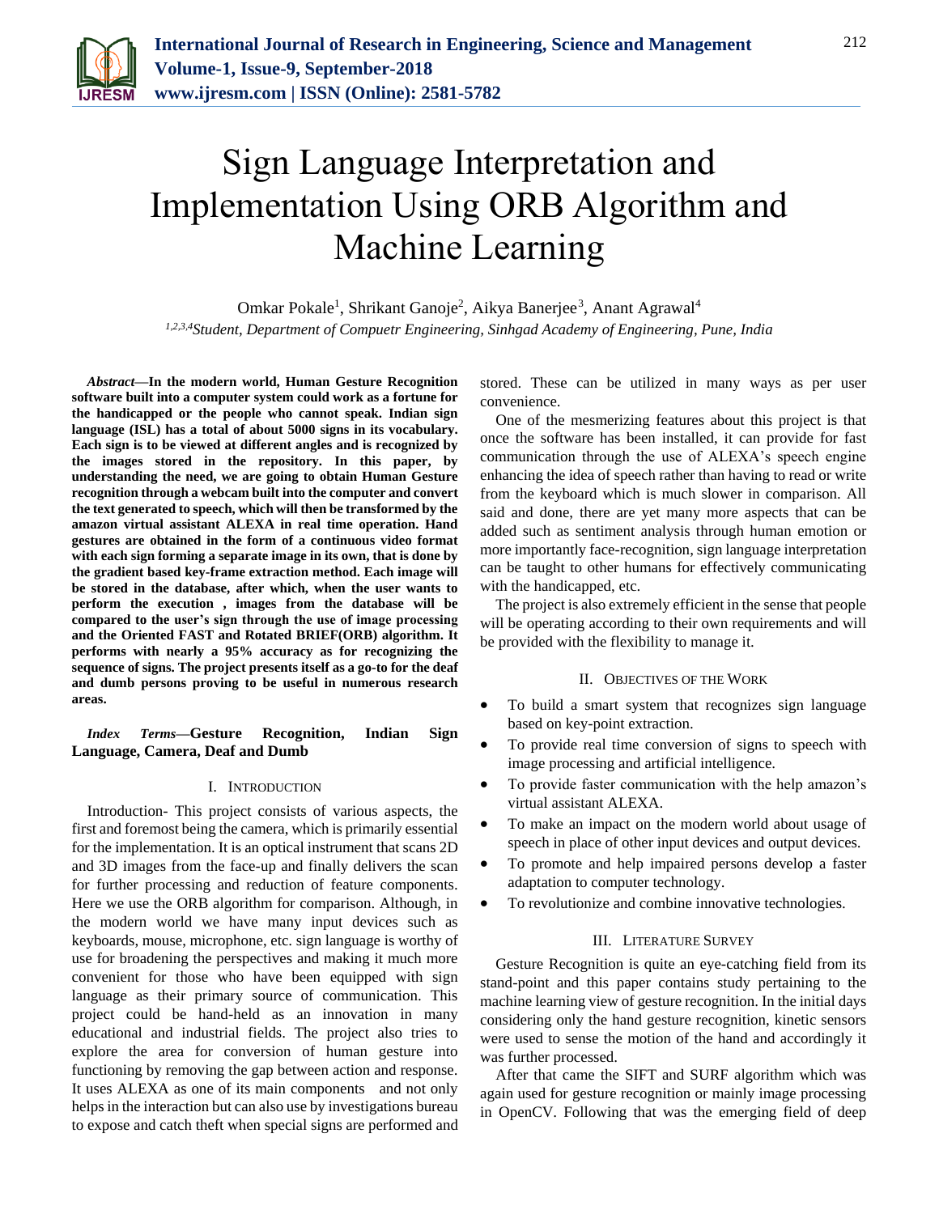# Sign Language Interpretation and Implementation Using ORB Algorithm and Machine Learning

Omkar Pokale[1], Shrikant Ganoje[2], Aikya Banerjee[3], Anant Agrawal[4]

[1,2,3,4]*Student, Department of Compuetr Engineering, Sinhgad Academy of Engineering, Pune, India*

***Abstract*—In the modern world, Human Gesture Recognition software built into a computer system could work as a fortune for the handicapped or the people who cannot speak. Indian sign language (ISL) has a total of about 5000 signs in its vocabulary. Each sign is to be viewed at different angles and is recognized by the images stored in the repository. In this paper, by understanding the need, we are going to obtain Human Gesture recognition through a webcam built into the computer and convert the text generated to speech, which will then be transformed by the amazon virtual assistant ALEXA in real time operation. Hand gestures are obtained in the form of a continuous video format with each sign forming a separate image in its own, that is done by the gradient based key-frame extraction method. Each image will be stored in the database, after which, when the user wants to perform the execution , images from the database will be compared to the user's sign through the use of image processing and the Oriented FAST and Rotated BRIEF(ORB) algorithm. It performs with nearly a 95% accuracy as for recognizing the sequence of signs. The project presents itself as a go-to for the deaf and dumb persons proving to be useful in numerous research areas.**

***Index Terms*—Gesture Recognition, Indian Sign Language, Camera, Deaf and Dumb**

## I. Introduction

Introduction- This project consists of various aspects, the first and foremost being the camera, which is primarily essential for the implementation. It is an optical instrument that scans 2D and 3D images from the face-up and finally delivers the scan for further processing and reduction of feature components. Here we use the ORB algorithm for comparison. Although, in the modern world we have many input devices such as keyboards, mouse, microphone, etc. sign language is worthy of use for broadening the perspectives and making it much more convenient for those who have been equipped with sign language as their primary source of communication. This project could be hand-held as an innovation in many educational and industrial fields. The project also tries to explore the area for conversion of human gesture into functioning by removing the gap between action and response. It uses ALEXA as one of its main components and not only helps in the interaction but can also use by investigations bureau to expose and catch theft when special signs are performed and stored. These can be utilized in many ways as per user convenience.

One of the mesmerizing features about this project is that once the software has been installed, it can provide for fast communication through the use of ALEXA's speech engine enhancing the idea of speech rather than having to read or write from the keyboard which is much slower in comparison. All said and done, there are yet many more aspects that can be added such as sentiment analysis through human emotion or more importantly face-recognition, sign language interpretation can be taught to other humans for effectively communicating with the handicapped, etc.

The project is also extremely efficient in the sense that people will be operating according to their own requirements and will be provided with the flexibility to manage it.

## II. Objectives of the Work

- To build a smart system that recognizes sign language based on key-point extraction.
- To provide real time conversion of signs to speech with image processing and artificial intelligence.
- To provide faster communication with the help amazon's virtual assistant ALEXA.
- To make an impact on the modern world about usage of speech in place of other input devices and output devices.
- To promote and help impaired persons develop a faster adaptation to computer technology.
- To revolutionize and combine innovative technologies.

## III. Literature Survey

Gesture Recognition is quite an eye-catching field from its stand-point and this paper contains study pertaining to the machine learning view of gesture recognition. In the initial days considering only the hand gesture recognition, kinetic sensors were used to sense the motion of the hand and accordingly it was further processed.

After that came the SIFT and SURF algorithm which was again used for gesture recognition or mainly image processing in OpenCV. Following that was the emerging field of deep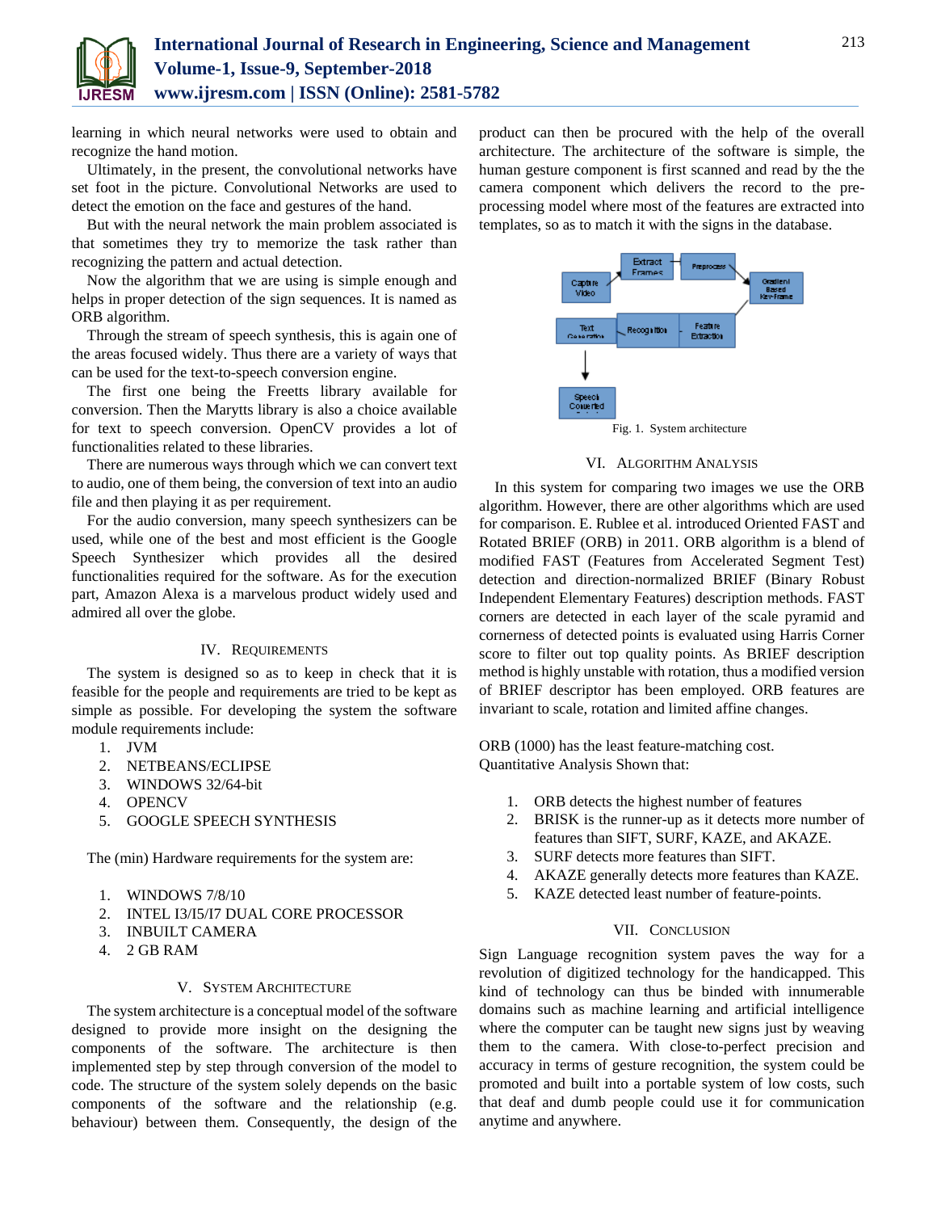learning in which neural networks were used to obtain and recognize the hand motion.

Ultimately, in the present, the convolutional networks have set foot in the picture. Convolutional Networks are used to detect the emotion on the face and gestures of the hand.

But with the neural network the main problem associated is that sometimes they try to memorize the task rather than recognizing the pattern and actual detection.

Now the algorithm that we are using is simple enough and helps in proper detection of the sign sequences. It is named as ORB algorithm.

Through the stream of speech synthesis, this is again one of the areas focused widely. Thus there are a variety of ways that can be used for the text-to-speech conversion engine.

The first one being the Freetts library available for conversion. Then the Marytts library is also a choice available for text to speech conversion. OpenCV provides a lot of functionalities related to these libraries.

There are numerous ways through which we can convert text to audio, one of them being, the conversion of text into an audio file and then playing it as per requirement.

For the audio conversion, many speech synthesizers can be used, while one of the best and most efficient is the Google Speech Synthesizer which provides all the desired functionalities required for the software. As for the execution part, Amazon Alexa is a marvelous product widely used and admired all over the globe.

## IV. Requirements

The system is designed so as to keep in check that it is feasible for the people and requirements are tried to be kept as simple as possible. For developing the system the software module requirements include:

1. JVM
2. NETBEANS/ECLIPSE
3. WINDOWS 32/64-bit
4. OPENCV
5. GOOGLE SPEECH SYNTHESIS

The (min) Hardware requirements for the system are:

1. WINDOWS 7/8/10
2. INTEL I3/I5/I7 DUAL CORE PROCESSOR
3. INBUILT CAMERA
4. 2 GB RAM

## V. System Architecture

The system architecture is a conceptual model of the software designed to provide more insight on the designing the components of the software. The architecture is then implemented step by step through conversion of the model to code. The structure of the system solely depends on the basic components of the software and the relationship (e.g. behaviour) between them. Consequently, the design of the product can then be procured with the help of the overall architecture. The architecture of the software is simple, the human gesture component is first scanned and read by the the camera component which delivers the record to the pre-processing model where most of the features are extracted into templates, so as to match it with the signs in the database.

Capture Video
Extract Frames
Preprocess
Gradient Based Key-Frame
Feature Extraction
Recognition
Text Generation
Speech Converted

Fig. 1. System architecture

## VI. Algorithm Analysis

In this system for comparing two images we use the ORB algorithm. However, there are other algorithms which are used for comparison. E. Rublee et al. introduced Oriented FAST and Rotated BRIEF (ORB) in 2011. ORB algorithm is a blend of modified FAST (Features from Accelerated Segment Test) detection and direction-normalized BRIEF (Binary Robust Independent Elementary Features) description methods. FAST corners are detected in each layer of the scale pyramid and cornerness of detected points is evaluated using Harris Corner score to filter out top quality points. As BRIEF description method is highly unstable with rotation, thus a modified version of BRIEF descriptor has been employed. ORB features are invariant to scale, rotation and limited affine changes.

ORB (1000) has the least feature-matching cost.
Quantitative Analysis Shown that:

1. ORB detects the highest number of features
2. BRISK is the runner-up as it detects more number of features than SIFT, SURF, KAZE, and AKAZE.
3. SURF detects more features than SIFT.
4. AKAZE generally detects more features than KAZE.
5. KAZE detected least number of feature-points.

## VII. Conclusion

Sign Language recognition system paves the way for a revolution of digitized technology for the handicapped. This kind of technology can thus be binded with innumerable domains such as machine learning and artificial intelligence where the computer can be taught new signs just by weaving them to the camera. With close-to-perfect precision and accuracy in terms of gesture recognition, the system could be promoted and built into a portable system of low costs, such that deaf and dumb people could use it for communication anytime and anywhere.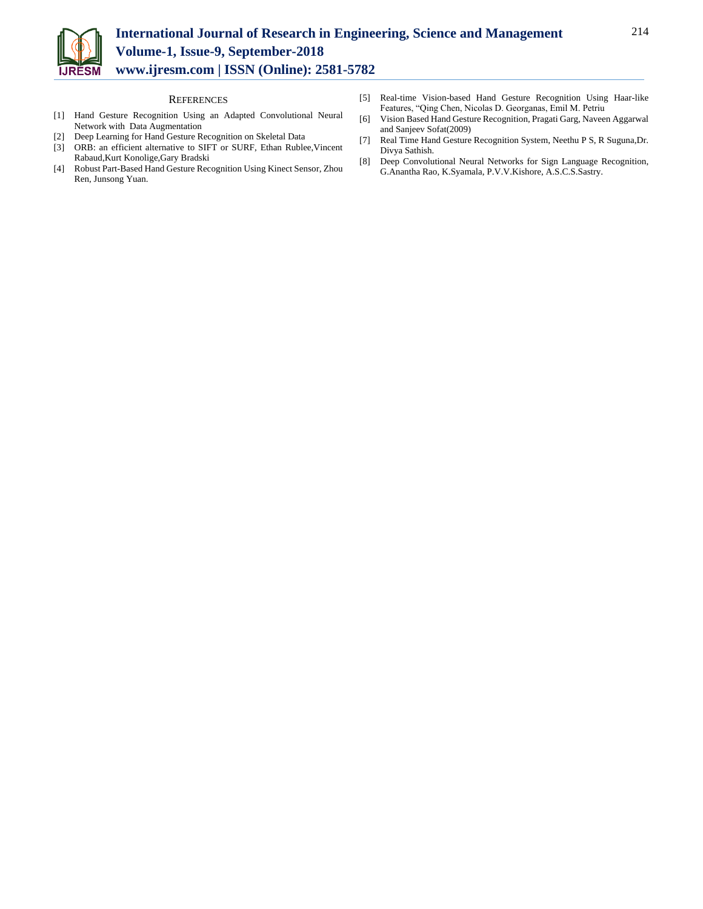## REFERENCES

[1] Hand Gesture Recognition Using an Adapted Convolutional Neural Network with Data Augmentation
[2] Deep Learning for Hand Gesture Recognition on Skeletal Data
[3] ORB: an efficient alternative to SIFT or SURF, Ethan Rublee,Vincent Rabaud,Kurt Konolige,Gary Bradski
[4] Robust Part-Based Hand Gesture Recognition Using Kinect Sensor, Zhou Ren, Junsong Yuan.
[5] Real-time Vision-based Hand Gesture Recognition Using Haar-like Features, "Qing Chen, Nicolas D. Georganas, Emil M. Petriu
[6] Vision Based Hand Gesture Recognition, Pragati Garg, Naveen Aggarwal and Sanjeev Sofat(2009)
[7] Real Time Hand Gesture Recognition System, Neethu P S, R Suguna,Dr. Divya Sathish.
[8] Deep Convolutional Neural Networks for Sign Language Recognition, G.Anantha Rao, K.Syamala, P.V.V.Kishore, A.S.C.S.Sastry.